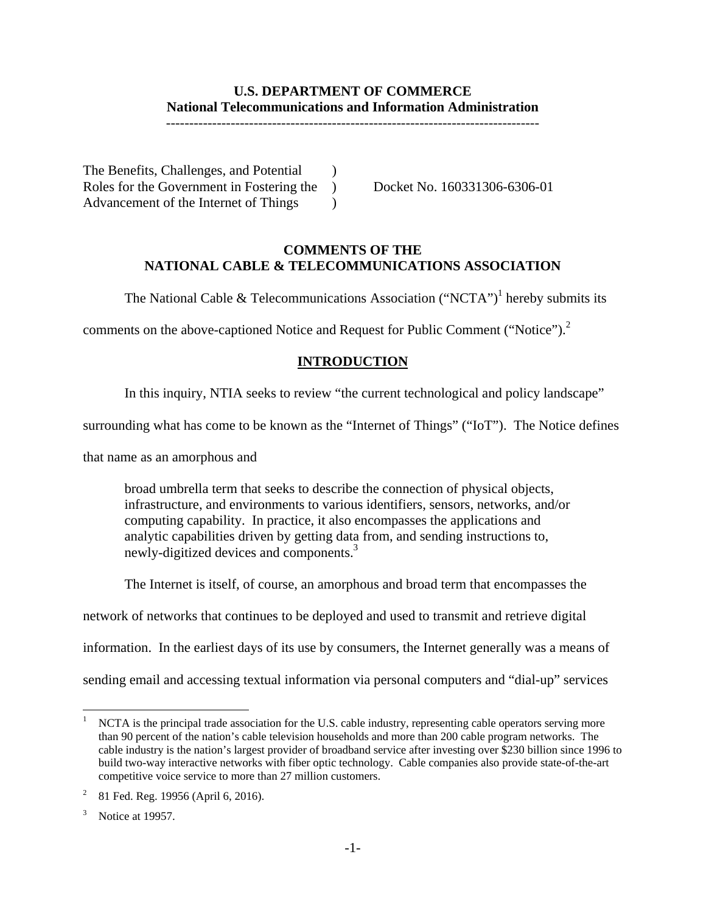**U.S. DEPARTMENT OF COMMERCE**
**National Telecommunications and Information Administration**

---

| | | |
|---|---|---|
| The Benefits, Challenges, and Potential Roles for the Government in Fostering the Advancement of the Internet of Things | ) ) ) | Docket No. 160331306-6306-01 |

## COMMENTS OF THE NATIONAL CABLE & TELECOMMUNICATIONS ASSOCIATION

The National Cable & Telecommunications Association ("NCTA")[1] hereby submits its comments on the above-captioned Notice and Request for Public Comment ("Notice").[2]

## INTRODUCTION

In this inquiry, NTIA seeks to review "the current technological and policy landscape" surrounding what has come to be known as the "Internet of Things" ("IoT"). The Notice defines that name as an amorphous and

> broad umbrella term that seeks to describe the connection of physical objects, infrastructure, and environments to various identifiers, sensors, networks, and/or computing capability. In practice, it also encompasses the applications and analytic capabilities driven by getting data from, and sending instructions to, newly-digitized devices and components.[3]

The Internet is itself, of course, an amorphous and broad term that encompasses the network of networks that continues to be deployed and used to transmit and retrieve digital information. In the earliest days of its use by consumers, the Internet generally was a means of sending email and accessing textual information via personal computers and "dial-up" services

---

[1] NCTA is the principal trade association for the U.S. cable industry, representing cable operators serving more than 90 percent of the nation's cable television households and more than 200 cable program networks. The cable industry is the nation's largest provider of broadband service after investing over $230 billion since 1996 to build two-way interactive networks with fiber optic technology. Cable companies also provide state-of-the-art competitive voice service to more than 27 million customers.

[2] 81 Fed. Reg. 19956 (April 6, 2016).

[3] Notice at 19957.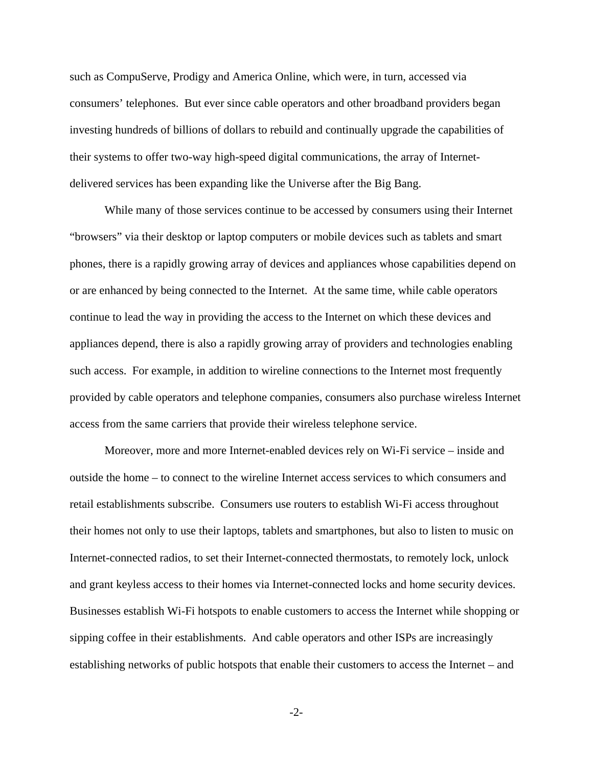such as CompuServe, Prodigy and America Online, which were, in turn, accessed via consumers' telephones. But ever since cable operators and other broadband providers began investing hundreds of billions of dollars to rebuild and continually upgrade the capabilities of their systems to offer two-way high-speed digital communications, the array of Internet-delivered services has been expanding like the Universe after the Big Bang.

While many of those services continue to be accessed by consumers using their Internet "browsers" via their desktop or laptop computers or mobile devices such as tablets and smart phones, there is a rapidly growing array of devices and appliances whose capabilities depend on or are enhanced by being connected to the Internet. At the same time, while cable operators continue to lead the way in providing the access to the Internet on which these devices and appliances depend, there is also a rapidly growing array of providers and technologies enabling such access. For example, in addition to wireline connections to the Internet most frequently provided by cable operators and telephone companies, consumers also purchase wireless Internet access from the same carriers that provide their wireless telephone service.

Moreover, more and more Internet-enabled devices rely on Wi-Fi service – inside and outside the home – to connect to the wireline Internet access services to which consumers and retail establishments subscribe. Consumers use routers to establish Wi-Fi access throughout their homes not only to use their laptops, tablets and smartphones, but also to listen to music on Internet-connected radios, to set their Internet-connected thermostats, to remotely lock, unlock and grant keyless access to their homes via Internet-connected locks and home security devices. Businesses establish Wi-Fi hotspots to enable customers to access the Internet while shopping or sipping coffee in their establishments. And cable operators and other ISPs are increasingly establishing networks of public hotspots that enable their customers to access the Internet – and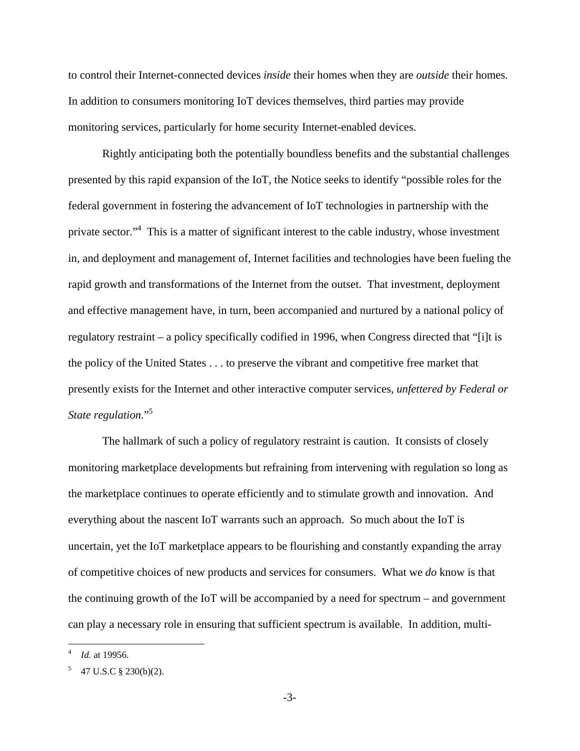to control their Internet-connected devices *inside* their homes when they are *outside* their homes. In addition to consumers monitoring IoT devices themselves, third parties may provide monitoring services, particularly for home security Internet-enabled devices.

Rightly anticipating both the potentially boundless benefits and the substantial challenges presented by this rapid expansion of the IoT, the Notice seeks to identify "possible roles for the federal government in fostering the advancement of IoT technologies in partnership with the private sector."[4] This is a matter of significant interest to the cable industry, whose investment in, and deployment and management of, Internet facilities and technologies have been fueling the rapid growth and transformations of the Internet from the outset. That investment, deployment and effective management have, in turn, been accompanied and nurtured by a national policy of regulatory restraint – a policy specifically codified in 1996, when Congress directed that "[i]t is the policy of the United States . . . to preserve the vibrant and competitive free market that presently exists for the Internet and other interactive computer services, *unfettered by Federal or State regulation.*"[5]

The hallmark of such a policy of regulatory restraint is caution. It consists of closely monitoring marketplace developments but refraining from intervening with regulation so long as the marketplace continues to operate efficiently and to stimulate growth and innovation. And everything about the nascent IoT warrants such an approach. So much about the IoT is uncertain, yet the IoT marketplace appears to be flourishing and constantly expanding the array of competitive choices of new products and services for consumers. What we *do* know is that the continuing growth of the IoT will be accompanied by a need for spectrum – and government can play a necessary role in ensuring that sufficient spectrum is available. In addition, multi-

---

[4] *Id.* at 19956.

[5] 47 U.S.C § 230(b)(2).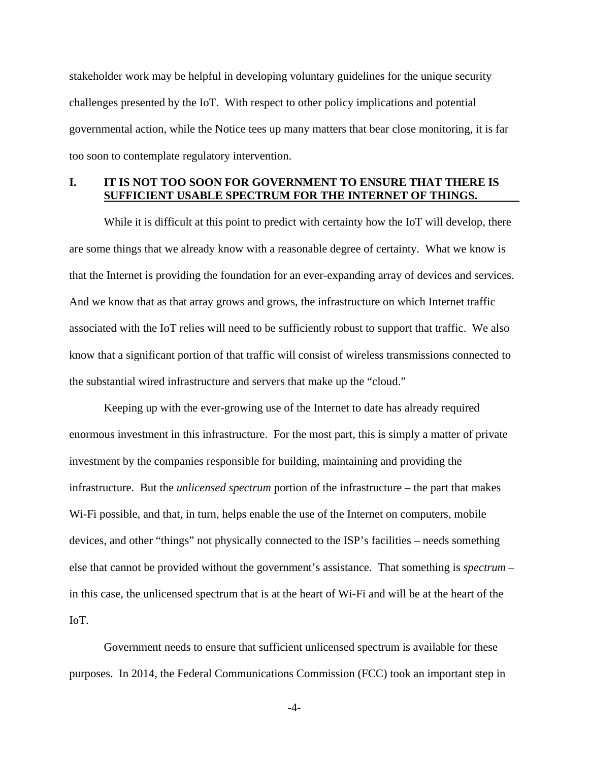stakeholder work may be helpful in developing voluntary guidelines for the unique security challenges presented by the IoT. With respect to other policy implications and potential governmental action, while the Notice tees up many matters that bear close monitoring, it is far too soon to contemplate regulatory intervention.

## I. IT IS NOT TOO SOON FOR GOVERNMENT TO ENSURE THAT THERE IS SUFFICIENT USABLE SPECTRUM FOR THE INTERNET OF THINGS.

While it is difficult at this point to predict with certainty how the IoT will develop, there are some things that we already know with a reasonable degree of certainty. What we know is that the Internet is providing the foundation for an ever-expanding array of devices and services. And we know that as that array grows and grows, the infrastructure on which Internet traffic associated with the IoT relies will need to be sufficiently robust to support that traffic. We also know that a significant portion of that traffic will consist of wireless transmissions connected to the substantial wired infrastructure and servers that make up the "cloud."

Keeping up with the ever-growing use of the Internet to date has already required enormous investment in this infrastructure. For the most part, this is simply a matter of private investment by the companies responsible for building, maintaining and providing the infrastructure. But the *unlicensed spectrum* portion of the infrastructure – the part that makes Wi-Fi possible, and that, in turn, helps enable the use of the Internet on computers, mobile devices, and other "things" not physically connected to the ISP's facilities – needs something else that cannot be provided without the government's assistance. That something is *spectrum* – in this case, the unlicensed spectrum that is at the heart of Wi-Fi and will be at the heart of the IoT.

Government needs to ensure that sufficient unlicensed spectrum is available for these purposes. In 2014, the Federal Communications Commission (FCC) took an important step in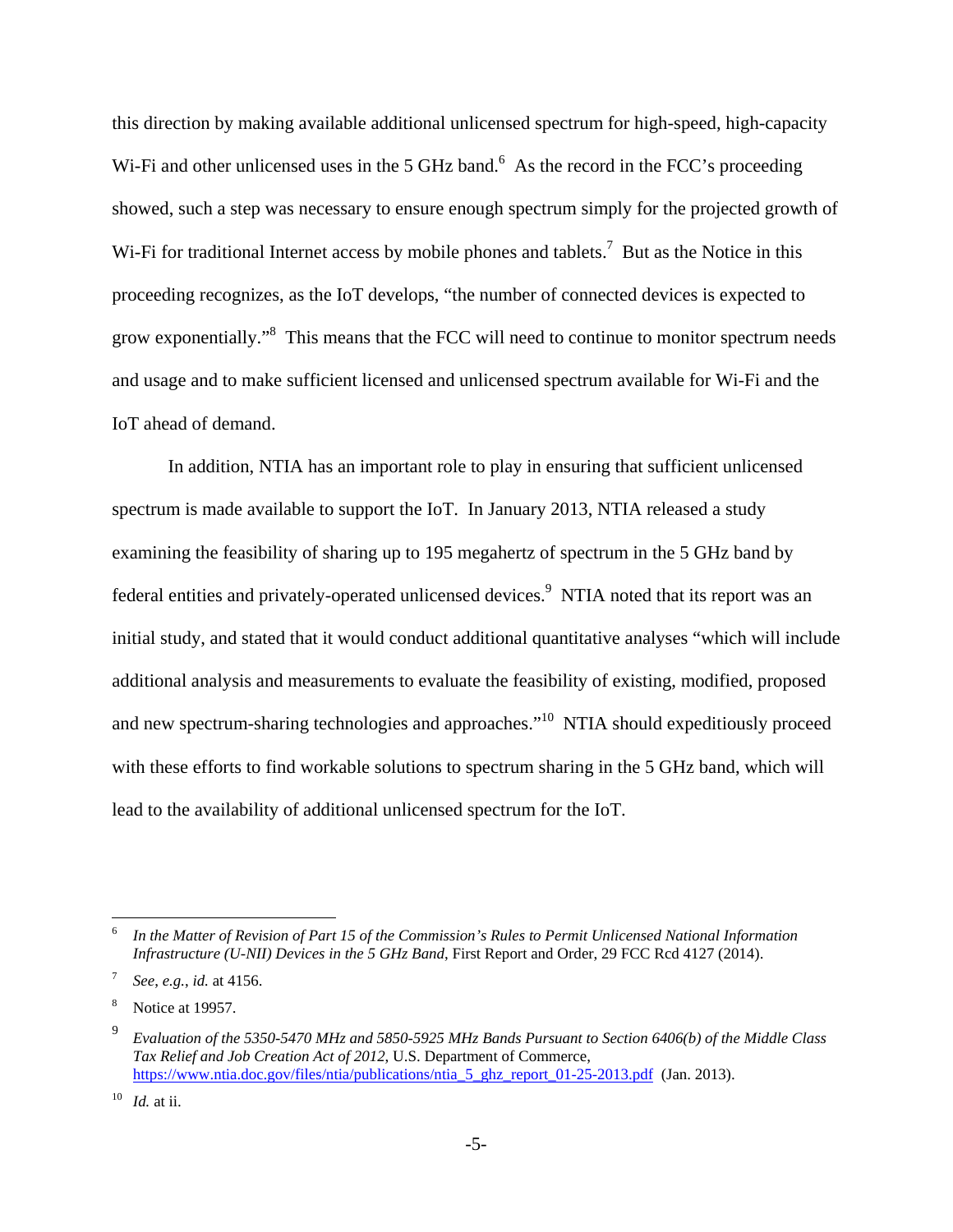this direction by making available additional unlicensed spectrum for high-speed, high-capacity Wi-Fi and other unlicensed uses in the 5 GHz band.[6] As the record in the FCC's proceeding showed, such a step was necessary to ensure enough spectrum simply for the projected growth of Wi-Fi for traditional Internet access by mobile phones and tablets.[7] But as the Notice in this proceeding recognizes, as the IoT develops, "the number of connected devices is expected to grow exponentially."[8] This means that the FCC will need to continue to monitor spectrum needs and usage and to make sufficient licensed and unlicensed spectrum available for Wi-Fi and the IoT ahead of demand.

In addition, NTIA has an important role to play in ensuring that sufficient unlicensed spectrum is made available to support the IoT. In January 2013, NTIA released a study examining the feasibility of sharing up to 195 megahertz of spectrum in the 5 GHz band by federal entities and privately-operated unlicensed devices.[9] NTIA noted that its report was an initial study, and stated that it would conduct additional quantitative analyses "which will include additional analysis and measurements to evaluate the feasibility of existing, modified, proposed and new spectrum-sharing technologies and approaches."[10] NTIA should expeditiously proceed with these efforts to find workable solutions to spectrum sharing in the 5 GHz band, which will lead to the availability of additional unlicensed spectrum for the IoT.

---

[6] *In the Matter of Revision of Part 15 of the Commission's Rules to Permit Unlicensed National Information Infrastructure (U-NII) Devices in the 5 GHz Band*, First Report and Order, 29 FCC Rcd 4127 (2014).

[7] *See, e.g.*, *id.* at 4156.

[8] Notice at 19957.

[9] *Evaluation of the 5350-5470 MHz and 5850-5925 MHz Bands Pursuant to Section 6406(b) of the Middle Class Tax Relief and Job Creation Act of 2012*, U.S. Department of Commerce, https://www.ntia.doc.gov/files/ntia/publications/ntia_5_ghz_report_01-25-2013.pdf (Jan. 2013).

[10] *Id.* at ii.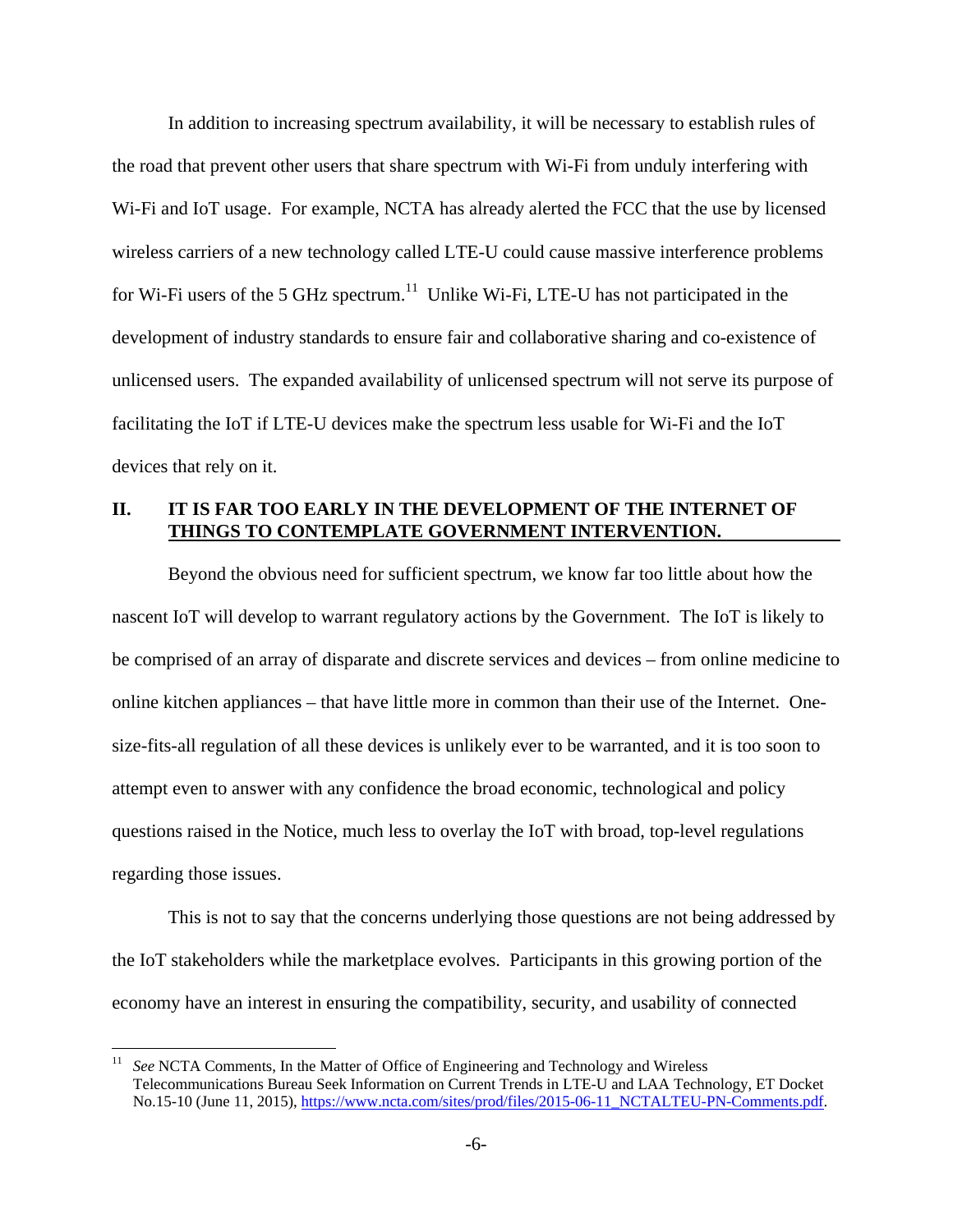In addition to increasing spectrum availability, it will be necessary to establish rules of the road that prevent other users that share spectrum with Wi-Fi from unduly interfering with Wi-Fi and IoT usage. For example, NCTA has already alerted the FCC that the use by licensed wireless carriers of a new technology called LTE-U could cause massive interference problems for Wi-Fi users of the 5 GHz spectrum.[11] Unlike Wi-Fi, LTE-U has not participated in the development of industry standards to ensure fair and collaborative sharing and co-existence of unlicensed users. The expanded availability of unlicensed spectrum will not serve its purpose of facilitating the IoT if LTE-U devices make the spectrum less usable for Wi-Fi and the IoT devices that rely on it.

## II. IT IS FAR TOO EARLY IN THE DEVELOPMENT OF THE INTERNET OF THINGS TO CONTEMPLATE GOVERNMENT INTERVENTION.

Beyond the obvious need for sufficient spectrum, we know far too little about how the nascent IoT will develop to warrant regulatory actions by the Government. The IoT is likely to be comprised of an array of disparate and discrete services and devices – from online medicine to online kitchen appliances – that have little more in common than their use of the Internet. One-size-fits-all regulation of all these devices is unlikely ever to be warranted, and it is too soon to attempt even to answer with any confidence the broad economic, technological and policy questions raised in the Notice, much less to overlay the IoT with broad, top-level regulations regarding those issues.

This is not to say that the concerns underlying those questions are not being addressed by the IoT stakeholders while the marketplace evolves. Participants in this growing portion of the economy have an interest in ensuring the compatibility, security, and usability of connected

---

[11] *See* NCTA Comments, In the Matter of Office of Engineering and Technology and Wireless Telecommunications Bureau Seek Information on Current Trends in LTE-U and LAA Technology, ET Docket No.15-10 (June 11, 2015), https://www.ncta.com/sites/prod/files/2015-06-11_NCTALTEU-PN-Comments.pdf.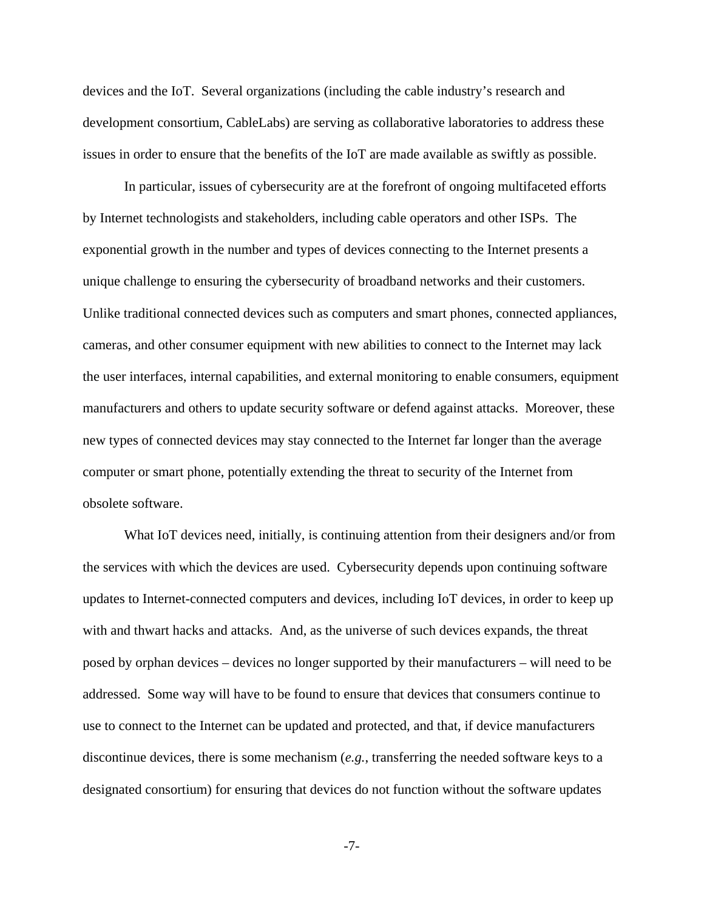devices and the IoT. Several organizations (including the cable industry's research and development consortium, CableLabs) are serving as collaborative laboratories to address these issues in order to ensure that the benefits of the IoT are made available as swiftly as possible.

In particular, issues of cybersecurity are at the forefront of ongoing multifaceted efforts by Internet technologists and stakeholders, including cable operators and other ISPs. The exponential growth in the number and types of devices connecting to the Internet presents a unique challenge to ensuring the cybersecurity of broadband networks and their customers. Unlike traditional connected devices such as computers and smart phones, connected appliances, cameras, and other consumer equipment with new abilities to connect to the Internet may lack the user interfaces, internal capabilities, and external monitoring to enable consumers, equipment manufacturers and others to update security software or defend against attacks. Moreover, these new types of connected devices may stay connected to the Internet far longer than the average computer or smart phone, potentially extending the threat to security of the Internet from obsolete software.

What IoT devices need, initially, is continuing attention from their designers and/or from the services with which the devices are used. Cybersecurity depends upon continuing software updates to Internet-connected computers and devices, including IoT devices, in order to keep up with and thwart hacks and attacks. And, as the universe of such devices expands, the threat posed by orphan devices – devices no longer supported by their manufacturers – will need to be addressed. Some way will have to be found to ensure that devices that consumers continue to use to connect to the Internet can be updated and protected, and that, if device manufacturers discontinue devices, there is some mechanism (*e.g.*, transferring the needed software keys to a designated consortium) for ensuring that devices do not function without the software updates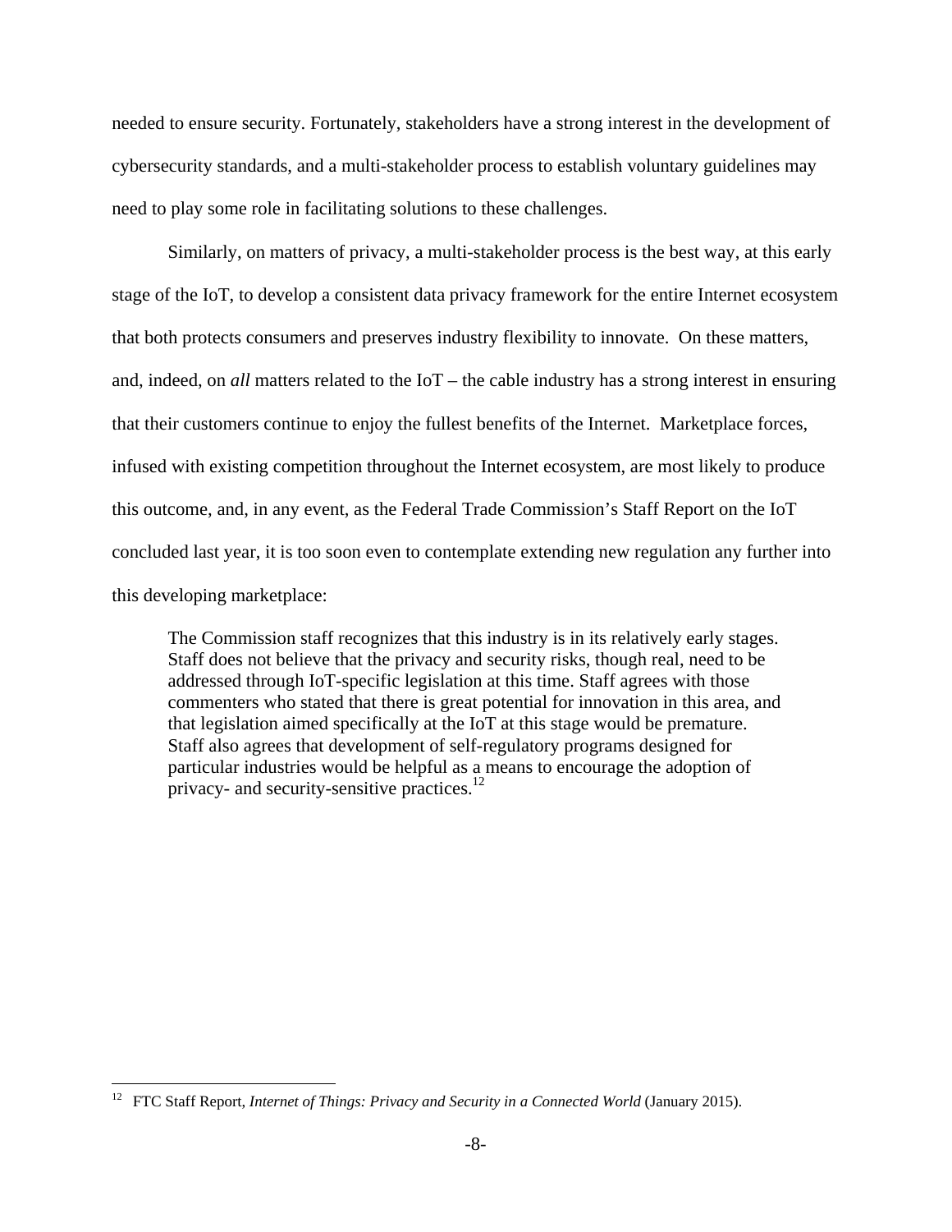needed to ensure security. Fortunately, stakeholders have a strong interest in the development of cybersecurity standards, and a multi-stakeholder process to establish voluntary guidelines may need to play some role in facilitating solutions to these challenges.

Similarly, on matters of privacy, a multi-stakeholder process is the best way, at this early stage of the IoT, to develop a consistent data privacy framework for the entire Internet ecosystem that both protects consumers and preserves industry flexibility to innovate. On these matters, and, indeed, on *all* matters related to the IoT – the cable industry has a strong interest in ensuring that their customers continue to enjoy the fullest benefits of the Internet. Marketplace forces, infused with existing competition throughout the Internet ecosystem, are most likely to produce this outcome, and, in any event, as the Federal Trade Commission's Staff Report on the IoT concluded last year, it is too soon even to contemplate extending new regulation any further into this developing marketplace:

> The Commission staff recognizes that this industry is in its relatively early stages. Staff does not believe that the privacy and security risks, though real, need to be addressed through IoT-specific legislation at this time. Staff agrees with those commenters who stated that there is great potential for innovation in this area, and that legislation aimed specifically at the IoT at this stage would be premature. Staff also agrees that development of self-regulatory programs designed for particular industries would be helpful as a means to encourage the adoption of privacy- and security-sensitive practices.[12]

[12] FTC Staff Report, *Internet of Things: Privacy and Security in a Connected World* (January 2015).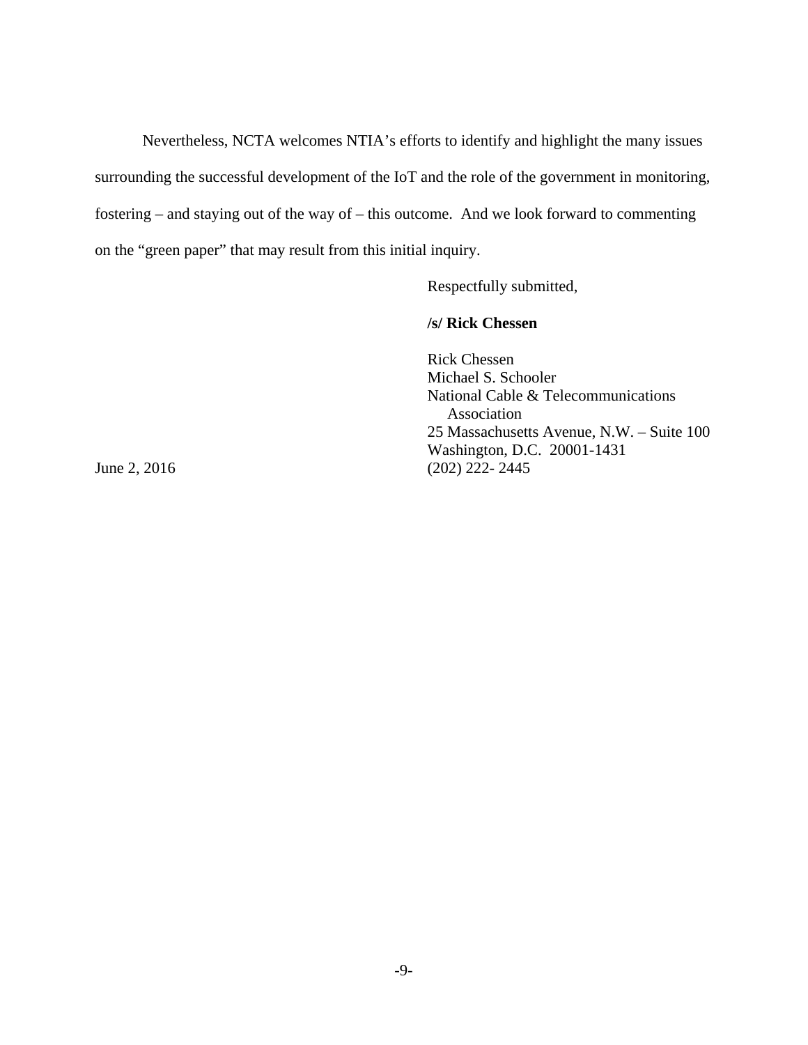Nevertheless, NCTA welcomes NTIA's efforts to identify and highlight the many issues surrounding the successful development of the IoT and the role of the government in monitoring, fostering – and staying out of the way of – this outcome. And we look forward to commenting on the "green paper" that may result from this initial inquiry.

Respectfully submitted,

**/s/ Rick Chessen**

Rick Chessen
Michael S. Schooler
National Cable & Telecommunications Association
25 Massachusetts Avenue, N.W. – Suite 100
Washington, D.C. 20001-1431
(202) 222- 2445

June 2, 2016